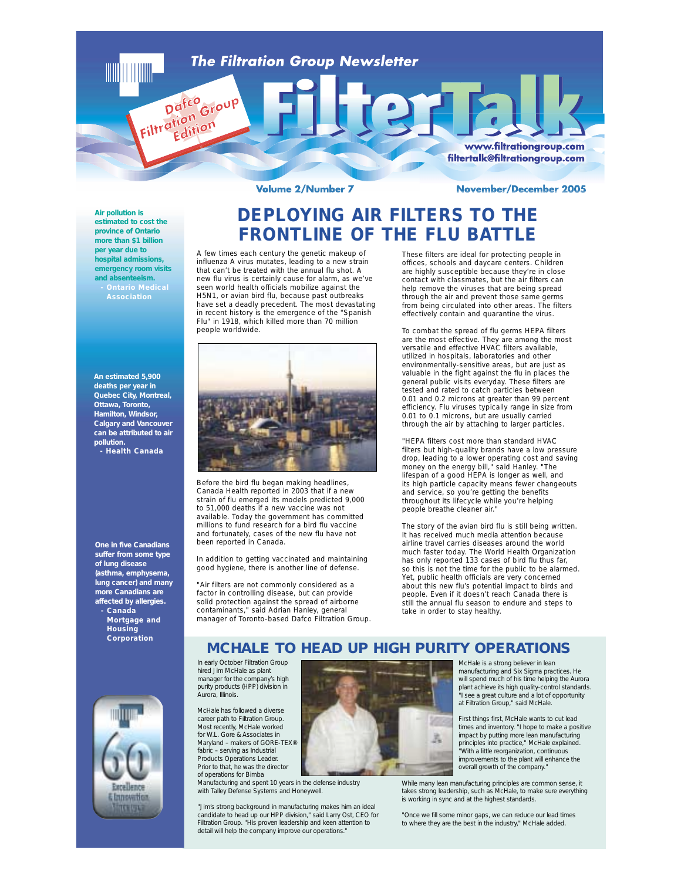# The Filtration Group Newsletter

# FilterTalk

Dafco Filtration Group Edition

www.filtrationgroup.com
filtertalk@filtrationgroup.com

Volume 2/Number 7 — November/December 2005

**Air pollution is estimated to cost the province of Ontario more than $1 billion per year due to hospital admissions, emergency room visits and absenteeism.**
**- Ontario Medical Association**

**An estimated 5,900 deaths per year in Quebec City, Montreal, Ottawa, Toronto, Hamilton, Windsor, Calgary and Vancouver can be attributed to air pollution.**
**- Health Canada**

**One in five Canadians suffer from some type of lung disease (asthma, emphysema, lung cancer) and many more Canadians are affected by allergies.**
**- Canada Mortgage and Housing Corporation**

## DEPLOYING AIR FILTERS TO THE FRONTLINE OF THE FLU BATTLE

A few times each century the genetic makeup of influenza A virus mutates, leading to a new strain that can't be treated with the annual flu shot. A new flu virus is certainly cause for alarm, as we've seen world health officials mobilize against the H5N1, or avian bird flu, because past outbreaks have set a deadly precedent. The most devastating in recent history is the emergence of the "Spanish Flu" in 1918, which killed more than 70 million people worldwide.

Before the bird flu began making headlines, Canada Health reported in 2003 that if a new strain of flu emerged its models predicted 9,000 to 51,000 deaths if a new vaccine was not available. Today the government has committed millions to fund research for a bird flu vaccine and fortunately, cases of the new flu have not been reported in Canada.

In addition to getting vaccinated and maintaining good hygiene, there is another line of defense.

"Air filters are not commonly considered as a factor in controlling disease, but can provide solid protection against the spread of airborne contaminants," said Adrian Hanley, general manager of Toronto-based Dafco Filtration Group.

These filters are ideal for protecting people in offices, schools and daycare centers. Children are highly susceptible because they're in close contact with classmates, but the air filters can help remove the viruses that are being spread through the air and prevent those same germs from being circulated into other areas. The filters effectively contain and quarantine the virus.

To combat the spread of flu germs HEPA filters are the most effective. They are among the most versatile and effective HVAC filters available, utilized in hospitals, laboratories and other environmentally-sensitive areas, but are just as valuable in the fight against the flu in places the general public visits everyday. These filters are tested and rated to catch particles between 0.01 and 0.2 microns at greater than 99 percent efficiency. Flu viruses typically range in size from 0.01 to 0.1 microns, but are usually carried through the air by attaching to larger particles.

"HEPA filters cost more than standard HVAC filters but high-quality brands have a low pressure drop, leading to a lower operating cost and saving money on the energy bill," said Hanley. "The lifespan of a good HEPA is longer as well, and its high particle capacity means fewer changeouts and service, so you're getting the benefits throughout its lifecycle while you're helping people breathe cleaner air."

The story of the avian bird flu is still being written. It has received much media attention because airline travel carries diseases around the world much faster today. The World Health Organization has only reported 133 cases of bird flu thus far, so this is not the time for the public to be alarmed. Yet, public health officials are very concerned about this new flu's potential impact to birds and people. Even if it doesn't reach Canada there is still the annual flu season to endure and steps to take in order to stay healthy.

## MCHALE TO HEAD UP HIGH PURITY OPERATIONS

In early October Filtration Group hired Jim McHale as plant manager for the company's high purity products (HPP) division in Aurora, Illinois.

McHale has followed a diverse career path to Filtration Group. Most recently, McHale worked for W.L. Gore & Associates in Maryland – makers of GORE-TEX® fabric – serving as Industrial Products Operations Leader. Prior to that, he was the director of operations for Bimba Manufacturing and spent 10 years in the defense industry with Talley Defense Systems and Honeywell.

"Jim's strong background in manufacturing makes him an ideal candidate to head up our HPP division," said Larry Ost, CEO for Filtration Group. "His proven leadership and keen attention to detail will help the company improve our operations."

McHale is a strong believer in lean manufacturing and Six Sigma practices. He will spend much of his time helping the Aurora plant achieve its high quality-control standards. "I see a great culture and a lot of opportunity at Filtration Group," said McHale.

First things first, McHale wants to cut lead times and inventory. "I hope to make a positive impact by putting more lean manufacturing principles into practice," McHale explained. "With a little reorganization, continuous improvements to the plant will enhance the overall growth of the company."

While many lean manufacturing principles are common sense, it takes strong leadership, such as McHale, to make sure everything is working in sync and at the highest standards.

"Once we fill some minor gaps, we can reduce our lead times to where they are the best in the industry," McHale added.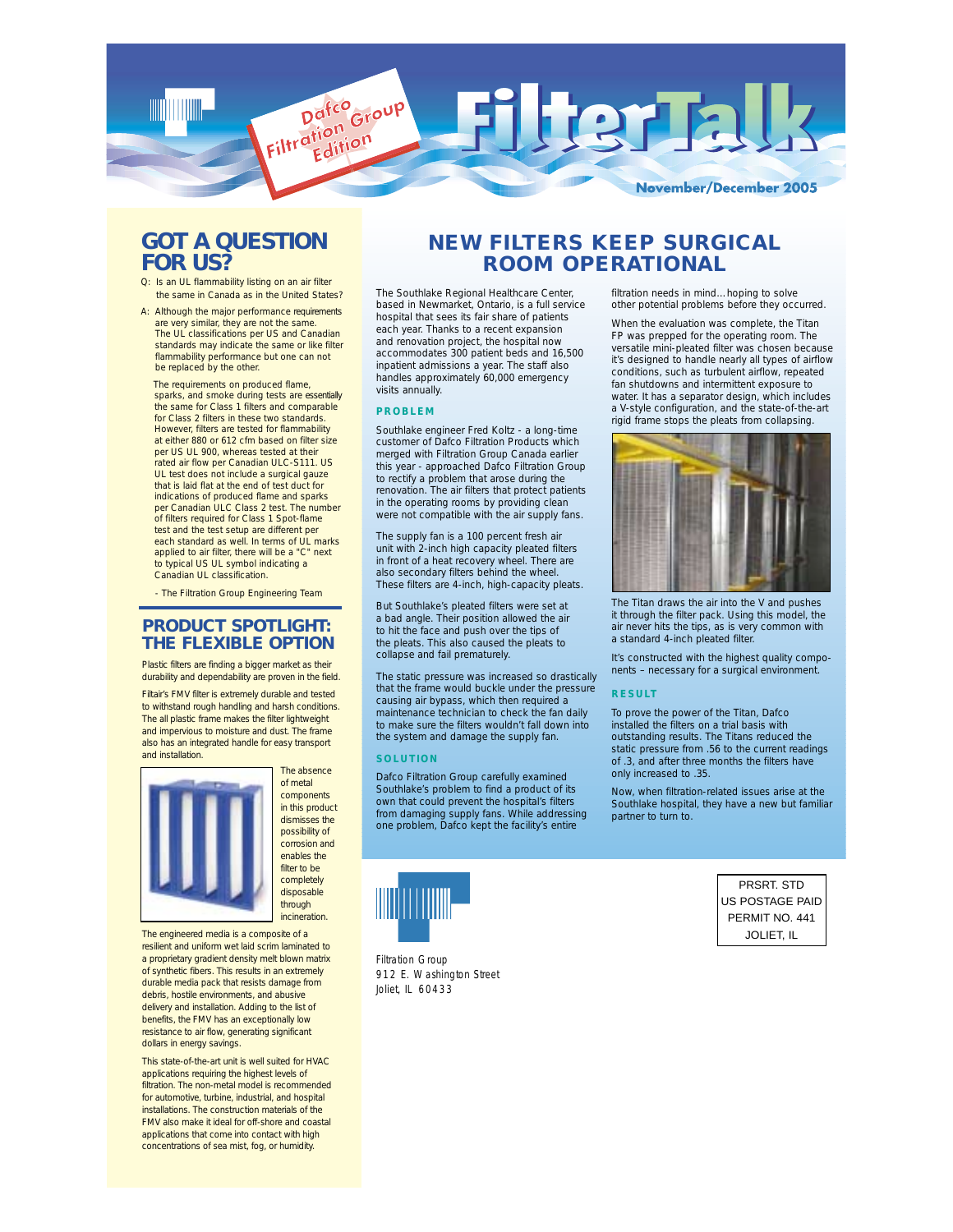# FilterTalk

Dafco Filtration Group Edition

November/December 2005

## GOT A QUESTION FOR US?

Q: Is an UL flammability listing on an air filter the same in Canada as in the United States?

A: Although the major performance requirements are very similar, they are not the same. The UL classifications per US and Canadian standards may indicate the same or like filter flammability performance but one can not be replaced by the other.

The requirements on produced flame, sparks, and smoke during tests are essentially the same for Class 1 filters and comparable for Class 2 filters in these two standards. However, filters are tested for flammability at either 880 or 612 cfm based on filter size per US UL 900, whereas tested at their rated air flow per Canadian ULC-S111. US UL test does not include a surgical gauze that is laid flat at the end of test duct for indications of produced flame and sparks per Canadian ULC Class 2 test. The number of filters required for Class 1 Spot-flame test and the test setup are different per each standard as well. In terms of UL marks applied to air filter, there will be a "C" next to typical US UL symbol indicating a Canadian UL classification.

\- The Filtration Group Engineering Team

## PRODUCT SPOTLIGHT: THE FLEXIBLE OPTION

Plastic filters are finding a bigger market as their durability and dependability are proven in the field.

Filtair's FMV filter is extremely durable and tested to withstand rough handling and harsh conditions. The all plastic frame makes the filter lightweight and impervious to moisture and dust. The frame also has an integrated handle for easy transport and installation.

The absence of metal components in this product dismisses the possibility of corrosion and enables the filter to be completely disposable through incineration.

The engineered media is a composite of a resilient and uniform wet laid scrim laminated to a proprietary gradient density melt blown matrix of synthetic fibers. This results in an extremely durable media pack that resists damage from debris, hostile environments, and abusive delivery and installation. Adding to the list of benefits, the FMV has an exceptionally low resistance to air flow, generating significant dollars in energy savings.

This state-of-the-art unit is well suited for HVAC applications requiring the highest levels of filtration. The non-metal model is recommended for automotive, turbine, industrial, and hospital installations. The construction materials of the FMV also make it ideal for off-shore and coastal applications that come into contact with high concentrations of sea mist, fog, or humidity.

## NEW FILTERS KEEP SURGICAL ROOM OPERATIONAL

The Southlake Regional Healthcare Center, based in Newmarket, Ontario, is a full service hospital that sees its fair share of patients each year. Thanks to a recent expansion and renovation project, the hospital now accommodates 300 patient beds and 16,500 inpatient admissions a year. The staff also handles approximately 60,000 emergency visits annually.

### PROBLEM

Southlake engineer Fred Koltz - a long-time customer of Dafco Filtration Products which merged with Filtration Group Canada earlier this year - approached Dafco Filtration Group to rectify a problem that arose during the renovation. The air filters that protect patients in the operating rooms by providing clean were not compatible with the air supply fans.

The supply fan is a 100 percent fresh air unit with 2-inch high capacity pleated filters in front of a heat recovery wheel. There are also secondary filters behind the wheel. These filters are 4-inch, high-capacity pleats.

But Southlake's pleated filters were set at a bad angle. Their position allowed the air to hit the face and push over the tips of the pleats. This also caused the pleats to collapse and fail prematurely.

The static pressure was increased so drastically that the frame would buckle under the pressure causing air bypass, which then required a maintenance technician to check the fan daily to make sure the filters wouldn't fall down into the system and damage the supply fan.

### SOLUTION

Dafco Filtration Group carefully examined Southlake's problem to find a product of its own that could prevent the hospital's filters from damaging supply fans. While addressing one problem, Dafco kept the facility's entire filtration needs in mind…hoping to solve other potential problems before they occurred.

When the evaluation was complete, the Titan FP was prepped for the operating room. The versatile mini-pleated filter was chosen because it's designed to handle nearly all types of airflow conditions, such as turbulent airflow, repeated fan shutdowns and intermittent exposure to water. It has a separator design, which includes a V-style configuration, and the state-of-the-art rigid frame stops the pleats from collapsing.

The Titan draws the air into the V and pushes it through the filter pack. Using this model, the air never hits the tips, as is very common with a standard 4-inch pleated filter.

It's constructed with the highest quality components – necessary for a surgical environment.

### RESULT

To prove the power of the Titan, Dafco installed the filters on a trial basis with outstanding results. The Titans reduced the static pressure from .56 to the current readings of .3, and after three months the filters have only increased to .35.

Now, when filtration-related issues arise at the Southlake hospital, they have a new but familiar partner to turn to.

*Filtration Group*
*912 E. Washington Street*
*Joliet, IL 60433*

PRSRT. STD
US POSTAGE PAID
PERMIT NO. 441
JOLIET, IL